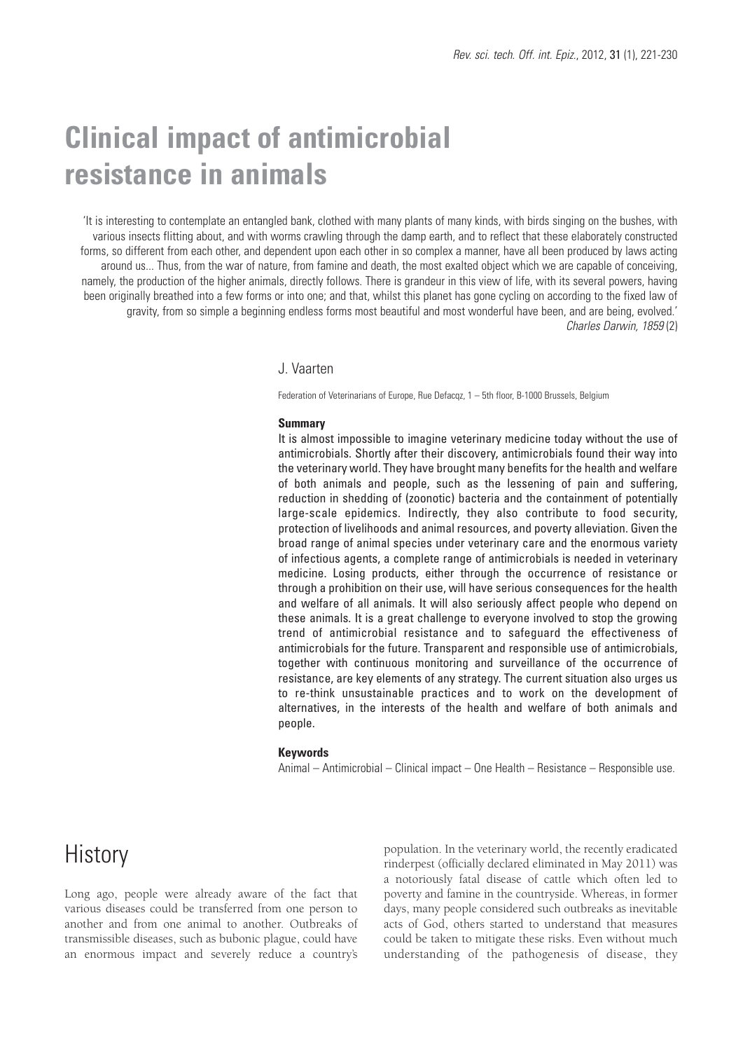# Clinical impact of antimicrobial resistance in animals

'It is interesting to contemplate an entangled bank, clothed with many plants of many kinds, with birds singing on the bushes, with various insects flitting about, and with worms crawling through the damp earth, and to reflect that these elaborately constructed forms, so different from each other, and dependent upon each other in so complex a manner, have all been produced by laws acting around us... Thus, from the war of nature, from famine and death, the most exalted object which we are capable of conceiving, namely, the production of the higher animals, directly follows. There is grandeur in this view of life, with its several powers, having been originally breathed into a few forms or into one; and that, whilst this planet has gone cycling on according to the fixed law of gravity, from so simple a beginning endless forms most beautiful and most wonderful have been, and are being, evolved.'
*Charles Darwin, 1859* (2)

J. Vaarten

Federation of Veterinarians of Europe, Rue Defacqz, 1 – 5th floor, B-1000 Brussels, Belgium

**Summary**

It is almost impossible to imagine veterinary medicine today without the use of antimicrobials. Shortly after their discovery, antimicrobials found their way into the veterinary world. They have brought many benefits for the health and welfare of both animals and people, such as the lessening of pain and suffering, reduction in shedding of (zoonotic) bacteria and the containment of potentially large-scale epidemics. Indirectly, they also contribute to food security, protection of livelihoods and animal resources, and poverty alleviation. Given the broad range of animal species under veterinary care and the enormous variety of infectious agents, a complete range of antimicrobials is needed in veterinary medicine. Losing products, either through the occurrence of resistance or through a prohibition on their use, will have serious consequences for the health and welfare of all animals. It will also seriously affect people who depend on these animals. It is a great challenge to everyone involved to stop the growing trend of antimicrobial resistance and to safeguard the effectiveness of antimicrobials for the future. Transparent and responsible use of antimicrobials, together with continuous monitoring and surveillance of the occurrence of resistance, are key elements of any strategy. The current situation also urges us to re-think unsustainable practices and to work on the development of alternatives, in the interests of the health and welfare of both animals and people.

**Keywords**

Animal – Antimicrobial – Clinical impact – One Health – Resistance – Responsible use.

## History

Long ago, people were already aware of the fact that various diseases could be transferred from one person to another and from one animal to another. Outbreaks of transmissible diseases, such as bubonic plague, could have an enormous impact and severely reduce a country's population. In the veterinary world, the recently eradicated rinderpest (officially declared eliminated in May 2011) was a notoriously fatal disease of cattle which often led to poverty and famine in the countryside. Whereas, in former days, many people considered such outbreaks as inevitable acts of God, others started to understand that measures could be taken to mitigate these risks. Even without much understanding of the pathogenesis of disease, they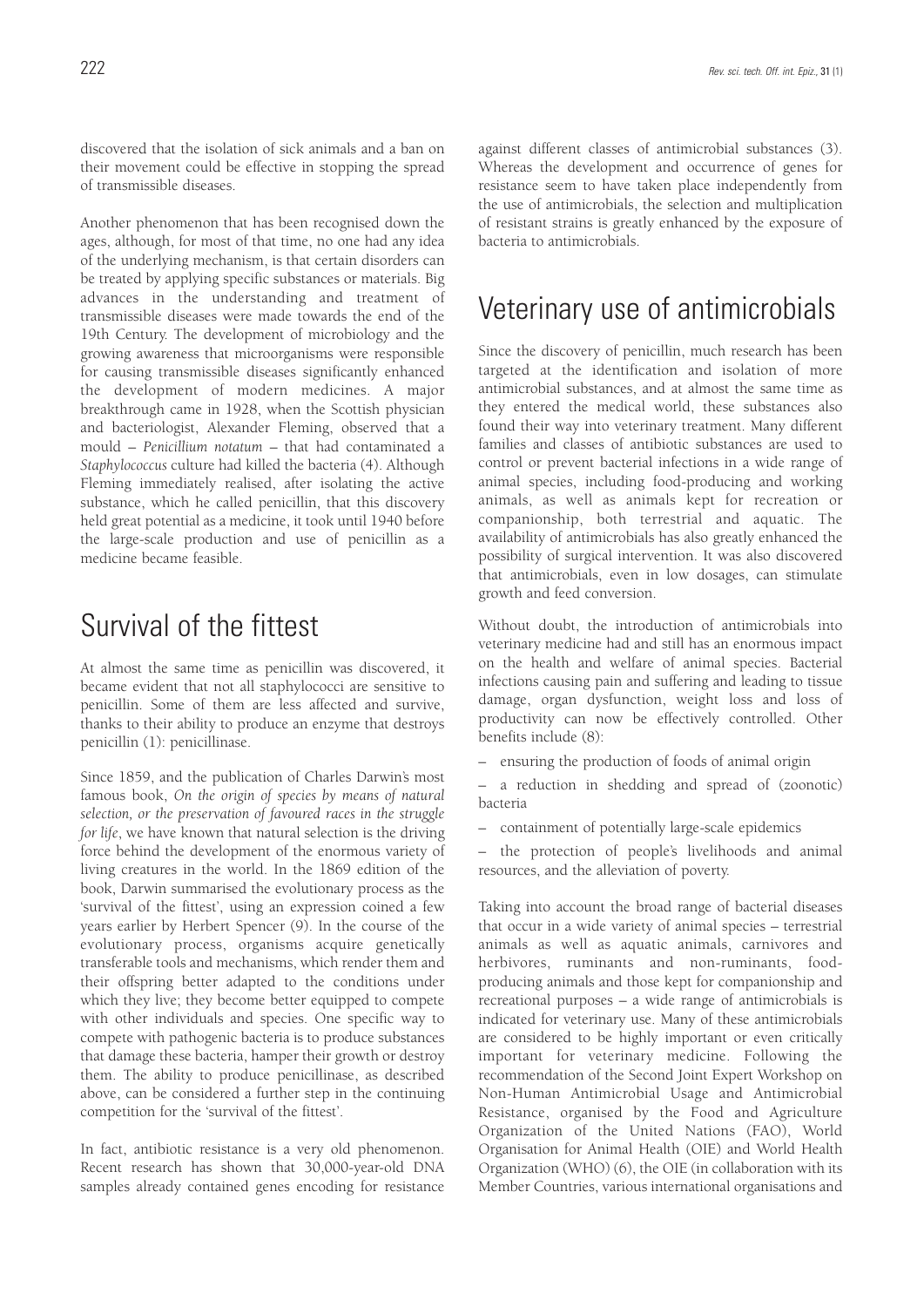discovered that the isolation of sick animals and a ban on their movement could be effective in stopping the spread of transmissible diseases.

Another phenomenon that has been recognised down the ages, although, for most of that time, no one had any idea of the underlying mechanism, is that certain disorders can be treated by applying specific substances or materials. Big advances in the understanding and treatment of transmissible diseases were made towards the end of the 19th Century. The development of microbiology and the growing awareness that microorganisms were responsible for causing transmissible diseases significantly enhanced the development of modern medicines. A major breakthrough came in 1928, when the Scottish physician and bacteriologist, Alexander Fleming, observed that a mould – *Penicillium notatum* – that had contaminated a *Staphylococcus* culture had killed the bacteria (4). Although Fleming immediately realised, after isolating the active substance, which he called penicillin, that this discovery held great potential as a medicine, it took until 1940 before the large-scale production and use of penicillin as a medicine became feasible.

# Survival of the fittest

At almost the same time as penicillin was discovered, it became evident that not all staphylococci are sensitive to penicillin. Some of them are less affected and survive, thanks to their ability to produce an enzyme that destroys penicillin (1): penicillinase.

Since 1859, and the publication of Charles Darwin's most famous book, *On the origin of species by means of natural selection, or the preservation of favoured races in the struggle for life*, we have known that natural selection is the driving force behind the development of the enormous variety of living creatures in the world. In the 1869 edition of the book, Darwin summarised the evolutionary process as the 'survival of the fittest', using an expression coined a few years earlier by Herbert Spencer (9). In the course of the evolutionary process, organisms acquire genetically transferable tools and mechanisms, which render them and their offspring better adapted to the conditions under which they live; they become better equipped to compete with other individuals and species. One specific way to compete with pathogenic bacteria is to produce substances that damage these bacteria, hamper their growth or destroy them. The ability to produce penicillinase, as described above, can be considered a further step in the continuing competition for the 'survival of the fittest'.

In fact, antibiotic resistance is a very old phenomenon. Recent research has shown that 30,000-year-old DNA samples already contained genes encoding for resistance against different classes of antimicrobial substances (3). Whereas the development and occurrence of genes for resistance seem to have taken place independently from the use of antimicrobials, the selection and multiplication of resistant strains is greatly enhanced by the exposure of bacteria to antimicrobials.

# Veterinary use of antimicrobials

Since the discovery of penicillin, much research has been targeted at the identification and isolation of more antimicrobial substances, and at almost the same time as they entered the medical world, these substances also found their way into veterinary treatment. Many different families and classes of antibiotic substances are used to control or prevent bacterial infections in a wide range of animal species, including food-producing and working animals, as well as animals kept for recreation or companionship, both terrestrial and aquatic. The availability of antimicrobials has also greatly enhanced the possibility of surgical intervention. It was also discovered that antimicrobials, even in low dosages, can stimulate growth and feed conversion.

Without doubt, the introduction of antimicrobials into veterinary medicine had and still has an enormous impact on the health and welfare of animal species. Bacterial infections causing pain and suffering and leading to tissue damage, organ dysfunction, weight loss and loss of productivity can now be effectively controlled. Other benefits include (8):

– ensuring the production of foods of animal origin

– a reduction in shedding and spread of (zoonotic) bacteria

– containment of potentially large-scale epidemics

– the protection of people's livelihoods and animal resources, and the alleviation of poverty.

Taking into account the broad range of bacterial diseases that occur in a wide variety of animal species – terrestrial animals as well as aquatic animals, carnivores and herbivores, ruminants and non-ruminants, food-producing animals and those kept for companionship and recreational purposes – a wide range of antimicrobials is indicated for veterinary use. Many of these antimicrobials are considered to be highly important or even critically important for veterinary medicine. Following the recommendation of the Second Joint Expert Workshop on Non-Human Antimicrobial Usage and Antimicrobial Resistance, organised by the Food and Agriculture Organization of the United Nations (FAO), World Organisation for Animal Health (OIE) and World Health Organization (WHO) (6), the OIE (in collaboration with its Member Countries, various international organisations and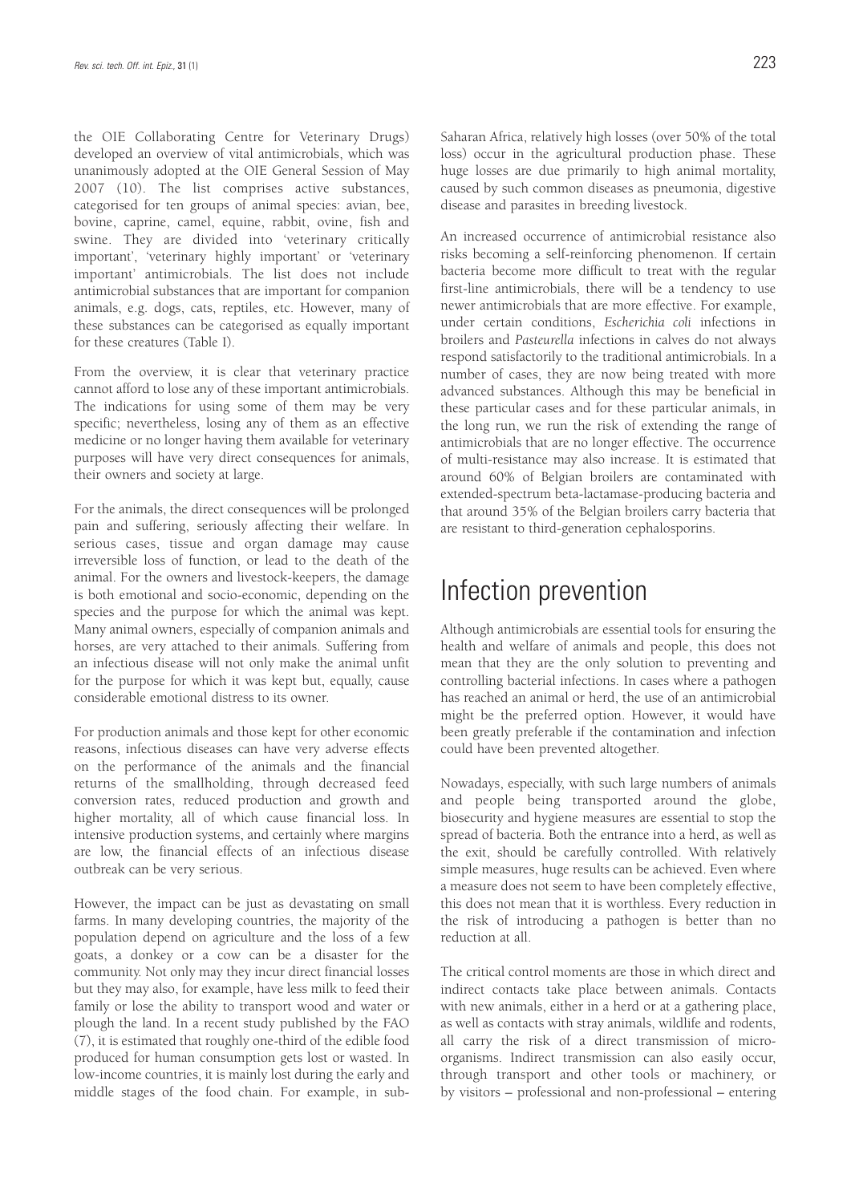the OIE Collaborating Centre for Veterinary Drugs) developed an overview of vital antimicrobials, which was unanimously adopted at the OIE General Session of May 2007 (10). The list comprises active substances, categorised for ten groups of animal species: avian, bee, bovine, caprine, camel, equine, rabbit, ovine, fish and swine. They are divided into 'veterinary critically important', 'veterinary highly important' or 'veterinary important' antimicrobials. The list does not include antimicrobial substances that are important for companion animals, e.g. dogs, cats, reptiles, etc. However, many of these substances can be categorised as equally important for these creatures (Table I).

From the overview, it is clear that veterinary practice cannot afford to lose any of these important antimicrobials. The indications for using some of them may be very specific; nevertheless, losing any of them as an effective medicine or no longer having them available for veterinary purposes will have very direct consequences for animals, their owners and society at large.

For the animals, the direct consequences will be prolonged pain and suffering, seriously affecting their welfare. In serious cases, tissue and organ damage may cause irreversible loss of function, or lead to the death of the animal. For the owners and livestock-keepers, the damage is both emotional and socio-economic, depending on the species and the purpose for which the animal was kept. Many animal owners, especially of companion animals and horses, are very attached to their animals. Suffering from an infectious disease will not only make the animal unfit for the purpose for which it was kept but, equally, cause considerable emotional distress to its owner.

For production animals and those kept for other economic reasons, infectious diseases can have very adverse effects on the performance of the animals and the financial returns of the smallholding, through decreased feed conversion rates, reduced production and growth and higher mortality, all of which cause financial loss. In intensive production systems, and certainly where margins are low, the financial effects of an infectious disease outbreak can be very serious.

However, the impact can be just as devastating on small farms. In many developing countries, the majority of the population depend on agriculture and the loss of a few goats, a donkey or a cow can be a disaster for the community. Not only may they incur direct financial losses but they may also, for example, have less milk to feed their family or lose the ability to transport wood and water or plough the land. In a recent study published by the FAO (7), it is estimated that roughly one-third of the edible food produced for human consumption gets lost or wasted. In low-income countries, it is mainly lost during the early and middle stages of the food chain. For example, in sub-Saharan Africa, relatively high losses (over 50% of the total loss) occur in the agricultural production phase. These huge losses are due primarily to high animal mortality, caused by such common diseases as pneumonia, digestive disease and parasites in breeding livestock.

An increased occurrence of antimicrobial resistance also risks becoming a self-reinforcing phenomenon. If certain bacteria become more difficult to treat with the regular first-line antimicrobials, there will be a tendency to use newer antimicrobials that are more effective. For example, under certain conditions, *Escherichia coli* infections in broilers and *Pasteurella* infections in calves do not always respond satisfactorily to the traditional antimicrobials. In a number of cases, they are now being treated with more advanced substances. Although this may be beneficial in these particular cases and for these particular animals, in the long run, we run the risk of extending the range of antimicrobials that are no longer effective. The occurrence of multi-resistance may also increase. It is estimated that around 60% of Belgian broilers are contaminated with extended-spectrum beta-lactamase-producing bacteria and that around 35% of the Belgian broilers carry bacteria that are resistant to third-generation cephalosporins.

# Infection prevention

Although antimicrobials are essential tools for ensuring the health and welfare of animals and people, this does not mean that they are the only solution to preventing and controlling bacterial infections. In cases where a pathogen has reached an animal or herd, the use of an antimicrobial might be the preferred option. However, it would have been greatly preferable if the contamination and infection could have been prevented altogether.

Nowadays, especially, with such large numbers of animals and people being transported around the globe, biosecurity and hygiene measures are essential to stop the spread of bacteria. Both the entrance into a herd, as well as the exit, should be carefully controlled. With relatively simple measures, huge results can be achieved. Even where a measure does not seem to have been completely effective, this does not mean that it is worthless. Every reduction in the risk of introducing a pathogen is better than no reduction at all.

The critical control moments are those in which direct and indirect contacts take place between animals. Contacts with new animals, either in a herd or at a gathering place, as well as contacts with stray animals, wildlife and rodents, all carry the risk of a direct transmission of micro-organisms. Indirect transmission can also easily occur, through transport and other tools or machinery, or by visitors – professional and non-professional – entering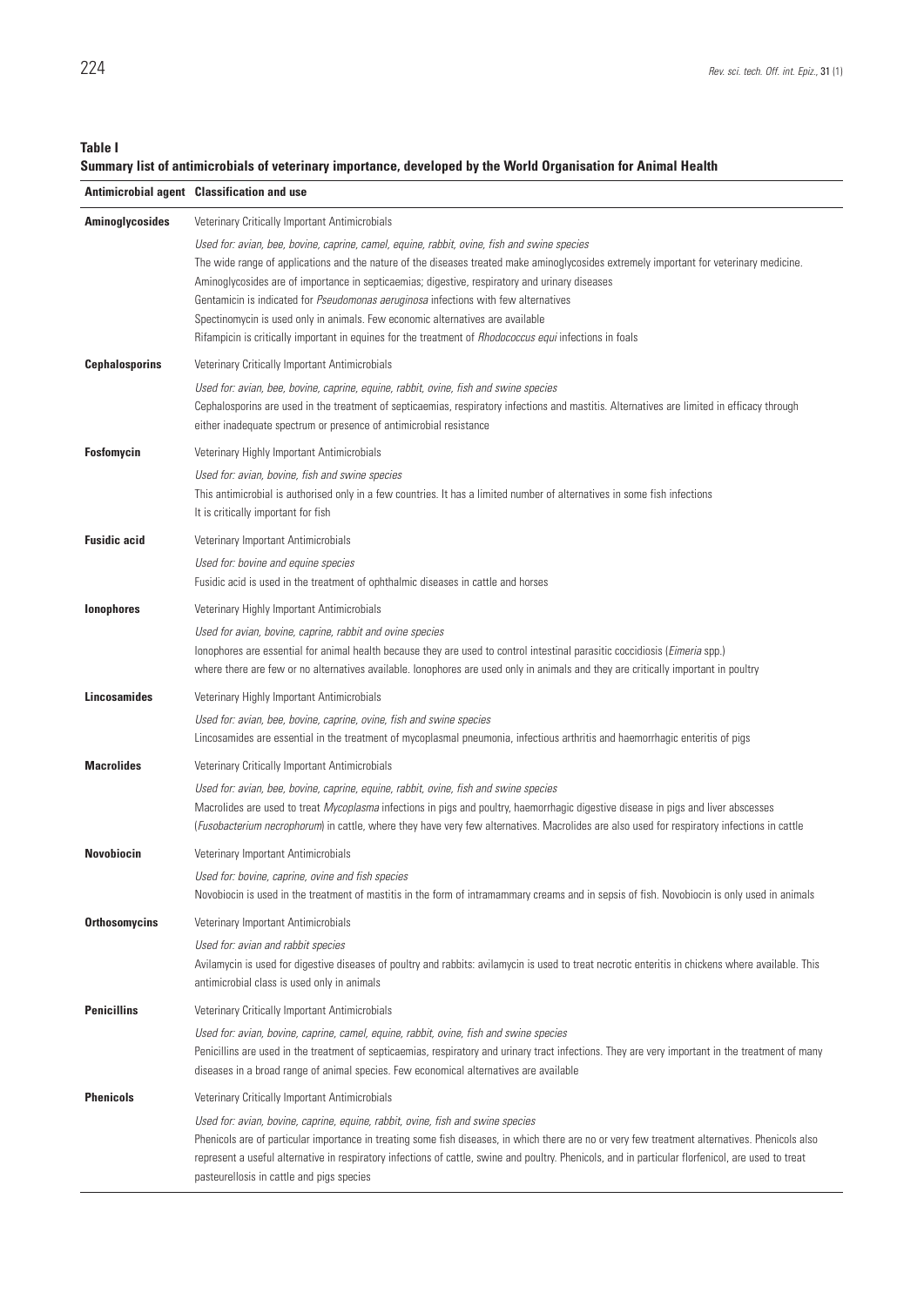**Table I**
**Summary list of antimicrobials of veterinary importance, developed by the World Organisation for Animal Health**

| Antimicrobial agent | Classification and use |
|---|---|
| **Aminoglycosides** | Veterinary Critically Important Antimicrobials<br>*Used for: avian, bee, bovine, caprine, camel, equine, rabbit, ovine, fish and swine species*<br>The wide range of applications and the nature of the diseases treated make aminoglycosides extremely important for veterinary medicine.<br>Aminoglycosides are of importance in septicaemias; digestive, respiratory and urinary diseases<br>Gentamicin is indicated for *Pseudomonas aeruginosa* infections with few alternatives<br>Spectinomycin is used only in animals. Few economic alternatives are available<br>Rifampicin is critically important in equines for the treatment of *Rhodococcus equi* infections in foals |
| **Cephalosporins** | Veterinary Critically Important Antimicrobials<br>*Used for: avian, bee, bovine, caprine, equine, rabbit, ovine, fish and swine species*<br>Cephalosporins are used in the treatment of septicaemias, respiratory infections and mastitis. Alternatives are limited in efficacy through either inadequate spectrum or presence of antimicrobial resistance |
| **Fosfomycin** | Veterinary Highly Important Antimicrobials<br>*Used for: avian, bovine, fish and swine species*<br>This antimicrobial is authorised only in a few countries. It has a limited number of alternatives in some fish infections<br>It is critically important for fish |
| **Fusidic acid** | Veterinary Important Antimicrobials<br>*Used for: bovine and equine species*<br>Fusidic acid is used in the treatment of ophthalmic diseases in cattle and horses |
| **Ionophores** | Veterinary Highly Important Antimicrobials<br>*Used for avian, bovine, caprine, rabbit and ovine species*<br>Ionophores are essential for animal health because they are used to control intestinal parasitic coccidiosis (*Eimeria* spp.) where there are few or no alternatives available. Ionophores are used only in animals and they are critically important in poultry |
| **Lincosamides** | Veterinary Highly Important Antimicrobials<br>*Used for: avian, bee, bovine, caprine, ovine, fish and swine species*<br>Lincosamides are essential in the treatment of mycoplasmal pneumonia, infectious arthritis and haemorrhagic enteritis of pigs |
| **Macrolides** | Veterinary Critically Important Antimicrobials<br>*Used for: avian, bee, bovine, caprine, equine, rabbit, ovine, fish and swine species*<br>Macrolides are used to treat *Mycoplasma* infections in pigs and poultry, haemorrhagic digestive disease in pigs and liver abscesses (*Fusobacterium necrophorum*) in cattle, where they have very few alternatives. Macrolides are also used for respiratory infections in cattle |
| **Novobiocin** | Veterinary Important Antimicrobials<br>*Used for: bovine, caprine, ovine and fish species*<br>Novobiocin is used in the treatment of mastitis in the form of intramammary creams and in sepsis of fish. Novobiocin is only used in animals |
| **Orthosomycins** | Veterinary Important Antimicrobials<br>*Used for: avian and rabbit species*<br>Avilamycin is used for digestive diseases of poultry and rabbits: avilamycin is used to treat necrotic enteritis in chickens where available. This antimicrobial class is used only in animals |
| **Penicillins** | Veterinary Critically Important Antimicrobials<br>*Used for: avian, bovine, caprine, camel, equine, rabbit, ovine, fish and swine species*<br>Penicillins are used in the treatment of septicaemias, respiratory and urinary tract infections. They are very important in the treatment of many diseases in a broad range of animal species. Few economical alternatives are available |
| **Phenicols** | Veterinary Critically Important Antimicrobials<br>*Used for: avian, bovine, caprine, equine, rabbit, ovine, fish and swine species*<br>Phenicols are of particular importance in treating some fish diseases, in which there are no or very few treatment alternatives. Phenicols also represent a useful alternative in respiratory infections of cattle, swine and poultry. Phenicols, and in particular florfenicol, are used to treat pasteurellosis in cattle and pigs species |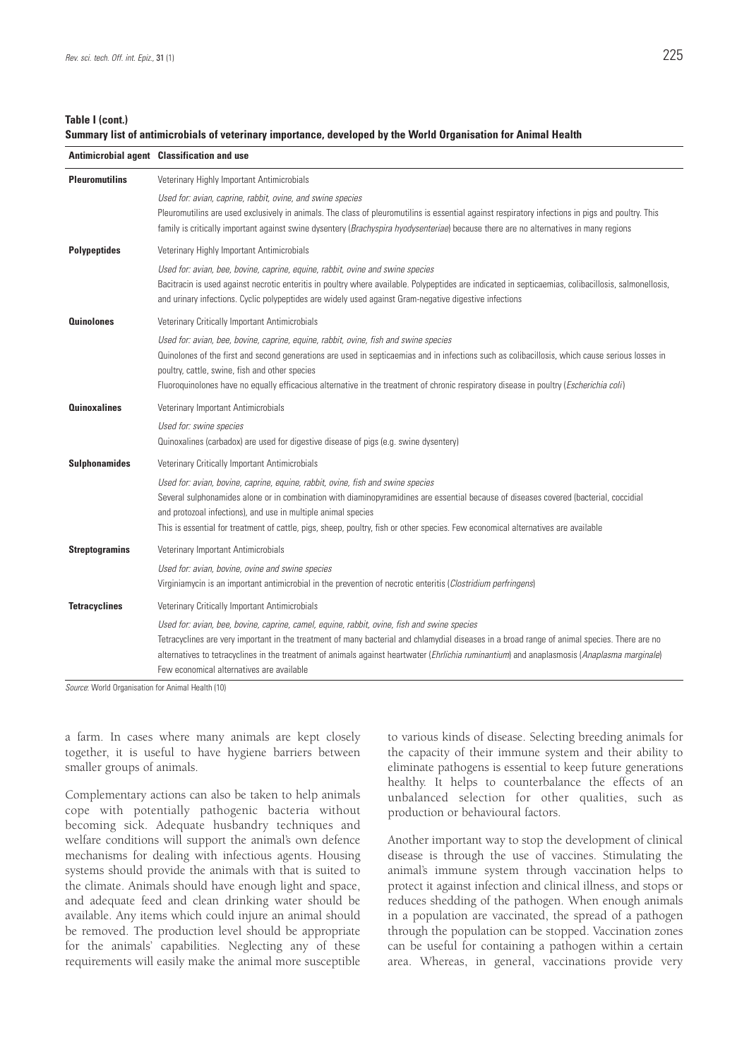**Table I (cont.)**
**Summary list of antimicrobials of veterinary importance, developed by the World Organisation for Animal Health**

| Antimicrobial agent | Classification and use |
|---|---|
| **Pleuromutilins** | Veterinary Highly Important Antimicrobials<br>*Used for: avian, caprine, rabbit, ovine, and swine species*<br>Pleuromutilins are used exclusively in animals. The class of pleuromutilins is essential against respiratory infections in pigs and poultry. This family is critically important against swine dysentery (*Brachyspira hyodysenteriae*) because there are no alternatives in many regions |
| **Polypeptides** | Veterinary Highly Important Antimicrobials<br>*Used for: avian, bee, bovine, caprine, equine, rabbit, ovine and swine species*<br>Bacitracin is used against necrotic enteritis in poultry where available. Polypeptides are indicated in septicaemias, colibacillosis, salmonellosis, and urinary infections. Cyclic polypeptides are widely used against Gram-negative digestive infections |
| **Quinolones** | Veterinary Critically Important Antimicrobials<br>*Used for: avian, bee, bovine, caprine, equine, rabbit, ovine, fish and swine species*<br>Quinolones of the first and second generations are used in septicaemias and in infections such as colibacillosis, which cause serious losses in poultry, cattle, swine, fish and other species<br>Fluoroquinolones have no equally efficacious alternative in the treatment of chronic respiratory disease in poultry (*Escherichia coli*) |
| **Quinoxalines** | Veterinary Important Antimicrobials<br>*Used for: swine species*<br>Quinoxalines (carbadox) are used for digestive disease of pigs (e.g. swine dysentery) |
| **Sulphonamides** | Veterinary Critically Important Antimicrobials<br>*Used for: avian, bovine, caprine, equine, rabbit, ovine, fish and swine species*<br>Several sulphonamides alone or in combination with diaminopyramidines are essential because of diseases covered (bacterial, coccidial and protozoal infections), and use in multiple animal species<br>This is essential for treatment of cattle, pigs, sheep, poultry, fish or other species. Few economical alternatives are available |
| **Streptogramins** | Veterinary Important Antimicrobials<br>*Used for: avian, bovine, ovine and swine species*<br>Virginiamycin is an important antimicrobial in the prevention of necrotic enteritis (*Clostridium perfringens*) |
| **Tetracyclines** | Veterinary Critically Important Antimicrobials<br>*Used for: avian, bee, bovine, caprine, camel, equine, rabbit, ovine, fish and swine species*<br>Tetracyclines are very important in the treatment of many bacterial and chlamydial diseases in a broad range of animal species. There are no alternatives to tetracyclines in the treatment of animals against heartwater (*Ehrlichia ruminantium*) and anaplasmosis (*Anaplasma marginale*)<br>Few economical alternatives are available |

*Source*: World Organisation for Animal Health (10)

a farm. In cases where many animals are kept closely together, it is useful to have hygiene barriers between smaller groups of animals.

Complementary actions can also be taken to help animals cope with potentially pathogenic bacteria without becoming sick. Adequate husbandry techniques and welfare conditions will support the animal's own defence mechanisms for dealing with infectious agents. Housing systems should provide the animals with that is suited to the climate. Animals should have enough light and space, and adequate feed and clean drinking water should be available. Any items which could injure an animal should be removed. The production level should be appropriate for the animals' capabilities. Neglecting any of these requirements will easily make the animal more susceptible to various kinds of disease. Selecting breeding animals for the capacity of their immune system and their ability to eliminate pathogens is essential to keep future generations healthy. It helps to counterbalance the effects of an unbalanced selection for other qualities, such as production or behavioural factors.

Another important way to stop the development of clinical disease is through the use of vaccines. Stimulating the animal's immune system through vaccination helps to protect it against infection and clinical illness, and stops or reduces shedding of the pathogen. When enough animals in a population are vaccinated, the spread of a pathogen through the population can be stopped. Vaccination zones can be useful for containing a pathogen within a certain area. Whereas, in general, vaccinations provide very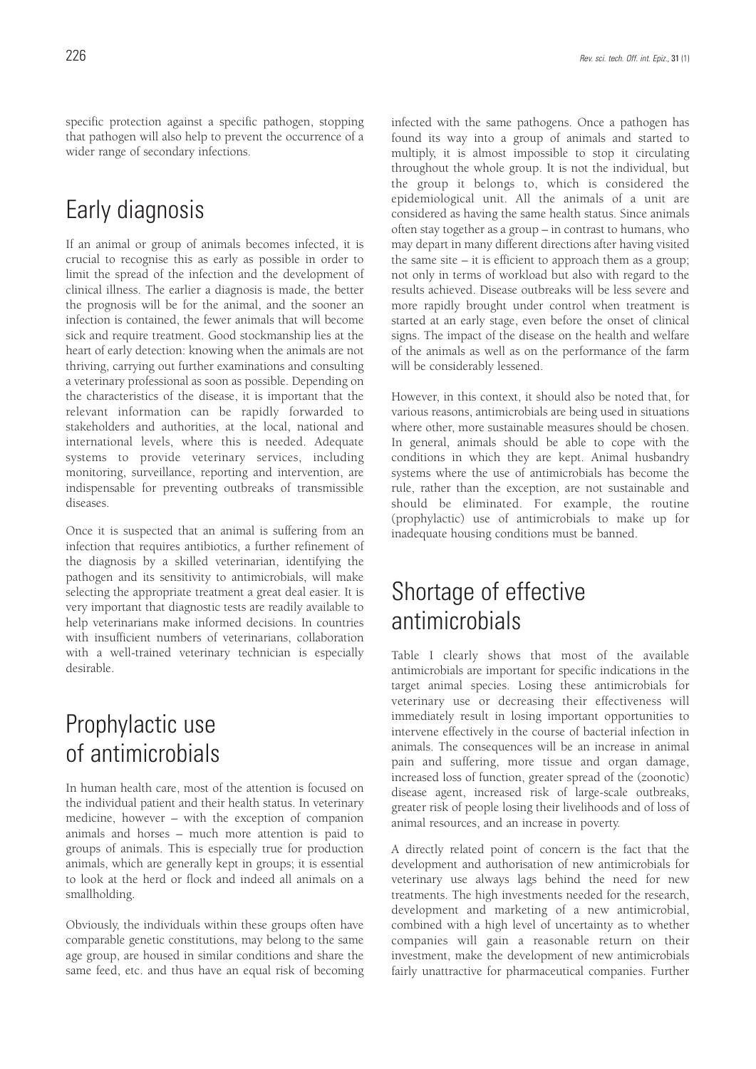specific protection against a specific pathogen, stopping that pathogen will also help to prevent the occurrence of a wider range of secondary infections.

## Early diagnosis

If an animal or group of animals becomes infected, it is crucial to recognise this as early as possible in order to limit the spread of the infection and the development of clinical illness. The earlier a diagnosis is made, the better the prognosis will be for the animal, and the sooner an infection is contained, the fewer animals that will become sick and require treatment. Good stockmanship lies at the heart of early detection: knowing when the animals are not thriving, carrying out further examinations and consulting a veterinary professional as soon as possible. Depending on the characteristics of the disease, it is important that the relevant information can be rapidly forwarded to stakeholders and authorities, at the local, national and international levels, where this is needed. Adequate systems to provide veterinary services, including monitoring, surveillance, reporting and intervention, are indispensable for preventing outbreaks of transmissible diseases.

Once it is suspected that an animal is suffering from an infection that requires antibiotics, a further refinement of the diagnosis by a skilled veterinarian, identifying the pathogen and its sensitivity to antimicrobials, will make selecting the appropriate treatment a great deal easier. It is very important that diagnostic tests are readily available to help veterinarians make informed decisions. In countries with insufficient numbers of veterinarians, collaboration with a well-trained veterinary technician is especially desirable.

## Prophylactic use of antimicrobials

In human health care, most of the attention is focused on the individual patient and their health status. In veterinary medicine, however – with the exception of companion animals and horses – much more attention is paid to groups of animals. This is especially true for production animals, which are generally kept in groups; it is essential to look at the herd or flock and indeed all animals on a smallholding.

Obviously, the individuals within these groups often have comparable genetic constitutions, may belong to the same age group, are housed in similar conditions and share the same feed, etc. and thus have an equal risk of becoming infected with the same pathogens. Once a pathogen has found its way into a group of animals and started to multiply, it is almost impossible to stop it circulating throughout the whole group. It is not the individual, but the group it belongs to, which is considered the epidemiological unit. All the animals of a unit are considered as having the same health status. Since animals often stay together as a group – in contrast to humans, who may depart in many different directions after having visited the same site – it is efficient to approach them as a group; not only in terms of workload but also with regard to the results achieved. Disease outbreaks will be less severe and more rapidly brought under control when treatment is started at an early stage, even before the onset of clinical signs. The impact of the disease on the health and welfare of the animals as well as on the performance of the farm will be considerably lessened.

However, in this context, it should also be noted that, for various reasons, antimicrobials are being used in situations where other, more sustainable measures should be chosen. In general, animals should be able to cope with the conditions in which they are kept. Animal husbandry systems where the use of antimicrobials has become the rule, rather than the exception, are not sustainable and should be eliminated. For example, the routine (prophylactic) use of antimicrobials to make up for inadequate housing conditions must be banned.

## Shortage of effective antimicrobials

Table I clearly shows that most of the available antimicrobials are important for specific indications in the target animal species. Losing these antimicrobials for veterinary use or decreasing their effectiveness will immediately result in losing important opportunities to intervene effectively in the course of bacterial infection in animals. The consequences will be an increase in animal pain and suffering, more tissue and organ damage, increased loss of function, greater spread of the (zoonotic) disease agent, increased risk of large-scale outbreaks, greater risk of people losing their livelihoods and of loss of animal resources, and an increase in poverty.

A directly related point of concern is the fact that the development and authorisation of new antimicrobials for veterinary use always lags behind the need for new treatments. The high investments needed for the research, development and marketing of a new antimicrobial, combined with a high level of uncertainty as to whether companies will gain a reasonable return on their investment, make the development of new antimicrobials fairly unattractive for pharmaceutical companies. Further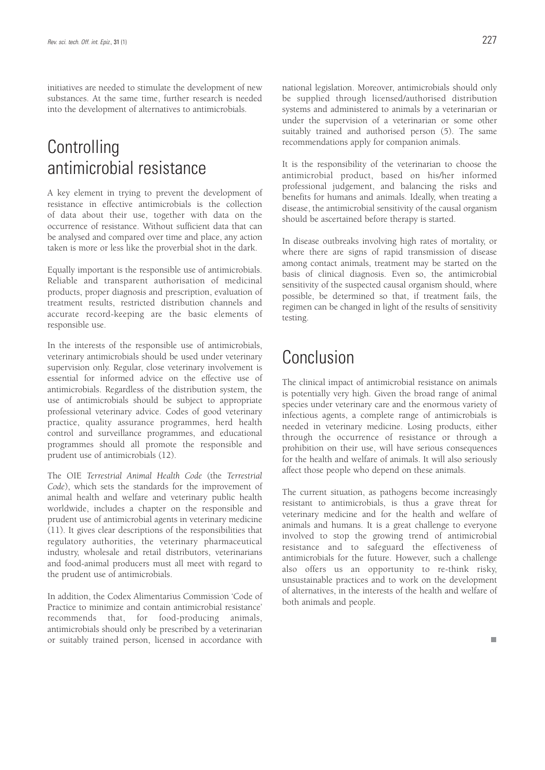initiatives are needed to stimulate the development of new substances. At the same time, further research is needed into the development of alternatives to antimicrobials.

# Controlling antimicrobial resistance

A key element in trying to prevent the development of resistance in effective antimicrobials is the collection of data about their use, together with data on the occurrence of resistance. Without sufficient data that can be analysed and compared over time and place, any action taken is more or less like the proverbial shot in the dark.

Equally important is the responsible use of antimicrobials. Reliable and transparent authorisation of medicinal products, proper diagnosis and prescription, evaluation of treatment results, restricted distribution channels and accurate record-keeping are the basic elements of responsible use.

In the interests of the responsible use of antimicrobials, veterinary antimicrobials should be used under veterinary supervision only. Regular, close veterinary involvement is essential for informed advice on the effective use of antimicrobials. Regardless of the distribution system, the use of antimicrobials should be subject to appropriate professional veterinary advice. Codes of good veterinary practice, quality assurance programmes, herd health control and surveillance programmes, and educational programmes should all promote the responsible and prudent use of antimicrobials (12).

The OIE *Terrestrial Animal Health Code* (the *Terrestrial Code*), which sets the standards for the improvement of animal health and welfare and veterinary public health worldwide, includes a chapter on the responsible and prudent use of antimicrobial agents in veterinary medicine (11). It gives clear descriptions of the responsibilities that regulatory authorities, the veterinary pharmaceutical industry, wholesale and retail distributors, veterinarians and food-animal producers must all meet with regard to the prudent use of antimicrobials.

In addition, the Codex Alimentarius Commission 'Code of Practice to minimize and contain antimicrobial resistance' recommends that, for food-producing animals, antimicrobials should only be prescribed by a veterinarian or suitably trained person, licensed in accordance with national legislation. Moreover, antimicrobials should only be supplied through licensed/authorised distribution systems and administered to animals by a veterinarian or under the supervision of a veterinarian or some other suitably trained and authorised person (5). The same recommendations apply for companion animals.

It is the responsibility of the veterinarian to choose the antimicrobial product, based on his/her informed professional judgement, and balancing the risks and benefits for humans and animals. Ideally, when treating a disease, the antimicrobial sensitivity of the causal organism should be ascertained before therapy is started.

In disease outbreaks involving high rates of mortality, or where there are signs of rapid transmission of disease among contact animals, treatment may be started on the basis of clinical diagnosis. Even so, the antimicrobial sensitivity of the suspected causal organism should, where possible, be determined so that, if treatment fails, the regimen can be changed in light of the results of sensitivity testing.

# Conclusion

The clinical impact of antimicrobial resistance on animals is potentially very high. Given the broad range of animal species under veterinary care and the enormous variety of infectious agents, a complete range of antimicrobials is needed in veterinary medicine. Losing products, either through the occurrence of resistance or through a prohibition on their use, will have serious consequences for the health and welfare of animals. It will also seriously affect those people who depend on these animals.

The current situation, as pathogens become increasingly resistant to antimicrobials, is thus a grave threat for veterinary medicine and for the health and welfare of animals and humans. It is a great challenge to everyone involved to stop the growing trend of antimicrobial resistance and to safeguard the effectiveness of antimicrobials for the future. However, such a challenge also offers us an opportunity to re-think risky, unsustainable practices and to work on the development of alternatives, in the interests of the health and welfare of both animals and people.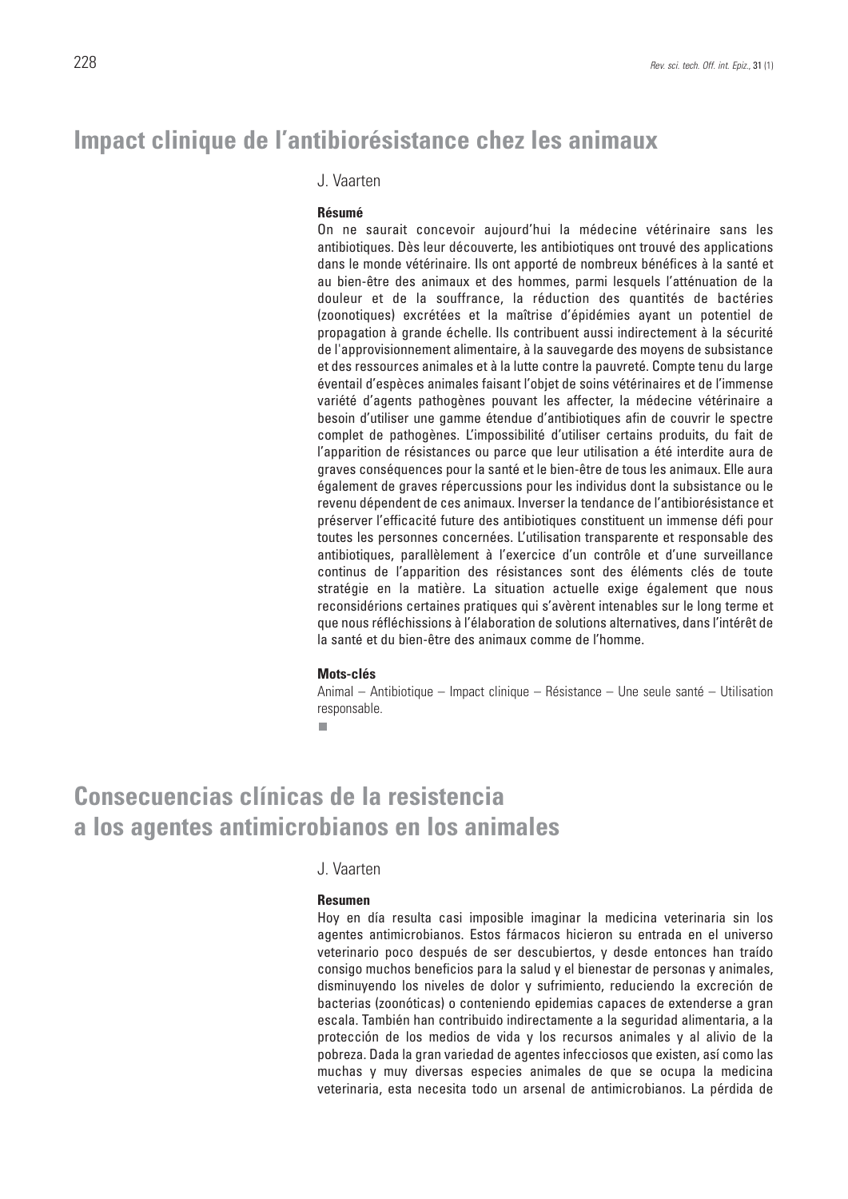# Impact clinique de l'antibiorésistance chez les animaux

J. Vaarten

#### Résumé

On ne saurait concevoir aujourd'hui la médecine vétérinaire sans les antibiotiques. Dès leur découverte, les antibiotiques ont trouvé des applications dans le monde vétérinaire. Ils ont apporté de nombreux bénéfices à la santé et au bien-être des animaux et des hommes, parmi lesquels l'atténuation de la douleur et de la souffrance, la réduction des quantités de bactéries (zoonotiques) excrétées et la maîtrise d'épidémies ayant un potentiel de propagation à grande échelle. Ils contribuent aussi indirectement à la sécurité de l'approvisionnement alimentaire, à la sauvegarde des moyens de subsistance et des ressources animales et à la lutte contre la pauvreté. Compte tenu du large éventail d'espèces animales faisant l'objet de soins vétérinaires et de l'immense variété d'agents pathogènes pouvant les affecter, la médecine vétérinaire a besoin d'utiliser une gamme étendue d'antibiotiques afin de couvrir le spectre complet de pathogènes. L'impossibilité d'utiliser certains produits, du fait de l'apparition de résistances ou parce que leur utilisation a été interdite aura de graves conséquences pour la santé et le bien-être de tous les animaux. Elle aura également de graves répercussions pour les individus dont la subsistance ou le revenu dépendent de ces animaux. Inverser la tendance de l'antibiorésistance et préserver l'efficacité future des antibiotiques constituent un immense défi pour toutes les personnes concernées. L'utilisation transparente et responsable des antibiotiques, parallèlement à l'exercice d'un contrôle et d'une surveillance continus de l'apparition des résistances sont des éléments clés de toute stratégie en la matière. La situation actuelle exige également que nous reconsidérions certaines pratiques qui s'avèrent intenables sur le long terme et que nous réfléchissions à l'élaboration de solutions alternatives, dans l'intérêt de la santé et du bien-être des animaux comme de l'homme.

#### Mots-clés

Animal – Antibiotique – Impact clinique – Résistance – Une seule santé – Utilisation responsable.

# Consecuencias clínicas de la resistencia a los agentes antimicrobianos en los animales

J. Vaarten

#### Resumen

Hoy en día resulta casi imposible imaginar la medicina veterinaria sin los agentes antimicrobianos. Estos fármacos hicieron su entrada en el universo veterinario poco después de ser descubiertos, y desde entonces han traído consigo muchos beneficios para la salud y el bienestar de personas y animales, disminuyendo los niveles de dolor y sufrimiento, reduciendo la excreción de bacterias (zoonóticas) o conteniendo epidemias capaces de extenderse a gran escala. También han contribuido indirectamente a la seguridad alimentaria, a la protección de los medios de vida y los recursos animales y al alivio de la pobreza. Dada la gran variedad de agentes infecciosos que existen, así como las muchas y muy diversas especies animales de que se ocupa la medicina veterinaria, esta necesita todo un arsenal de antimicrobianos. La pérdida de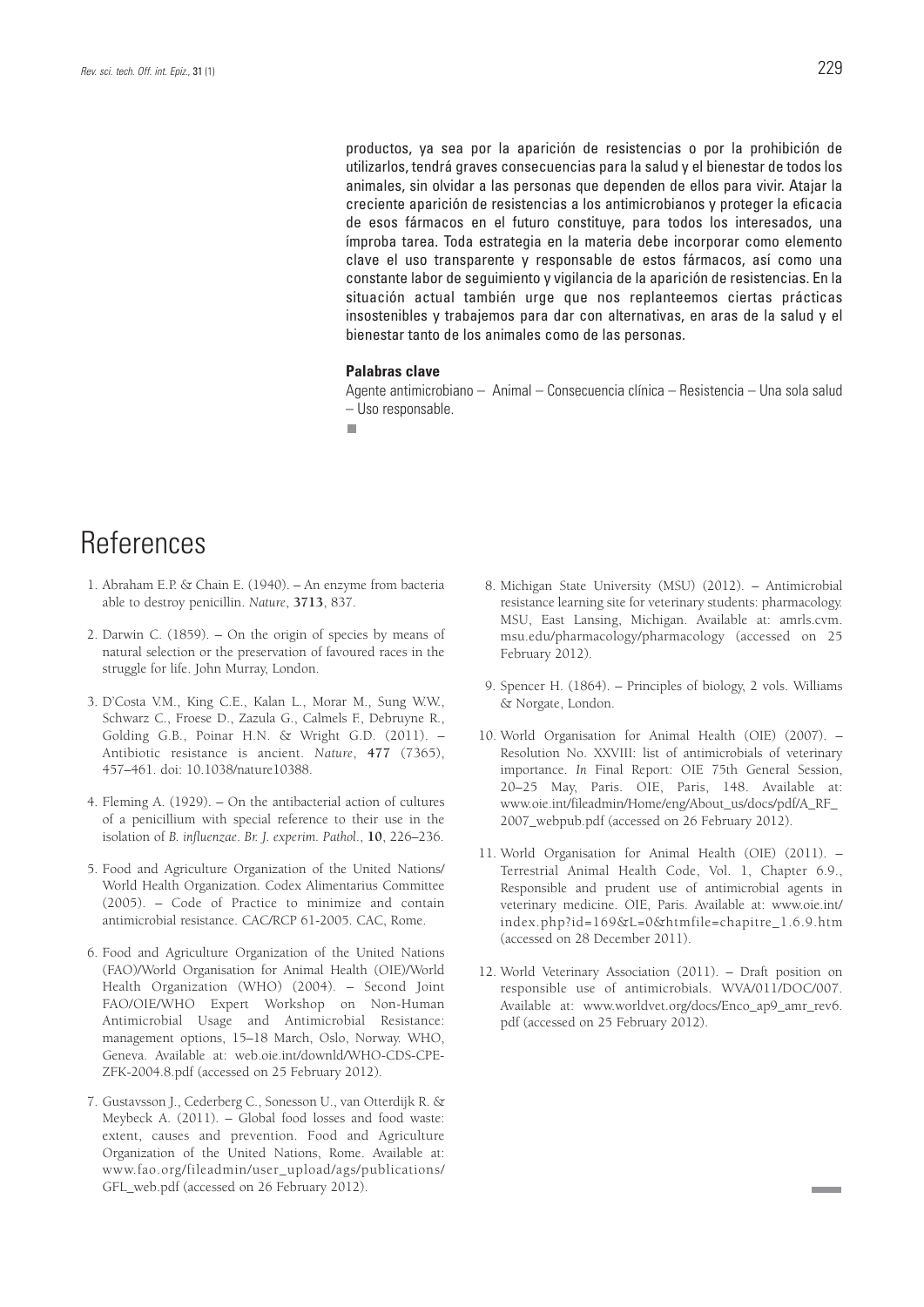productos, ya sea por la aparición de resistencias o por la prohibición de utilizarlos, tendrá graves consecuencias para la salud y el bienestar de todos los animales, sin olvidar a las personas que dependen de ellos para vivir. Atajar la creciente aparición de resistencias a los antimicrobianos y proteger la eficacia de esos fármacos en el futuro constituye, para todos los interesados, una ímproba tarea. Toda estrategia en la materia debe incorporar como elemento clave el uso transparente y responsable de estos fármacos, así como una constante labor de seguimiento y vigilancia de la aparición de resistencias. En la situación actual también urge que nos replanteemos ciertas prácticas insostenibles y trabajemos para dar con alternativas, en aras de la salud y el bienestar tanto de los animales como de las personas.

**Palabras clave**

Agente antimicrobiano – Animal – Consecuencia clínica – Resistencia – Una sola salud – Uso responsable.

# References

1. Abraham E.P. & Chain E. (1940). – An enzyme from bacteria able to destroy penicillin. *Nature*, **3713**, 837.

2. Darwin C. (1859). – On the origin of species by means of natural selection or the preservation of favoured races in the struggle for life. John Murray, London.

3. D'Costa V.M., King C.E., Kalan L., Morar M., Sung W.W., Schwarz C., Froese D., Zazula G., Calmels F., Debruyne R., Golding G.B., Poinar H.N. & Wright G.D. (2011). – Antibiotic resistance is ancient. *Nature*, **477** (7365), 457–461. doi: 10.1038/nature10388.

4. Fleming A. (1929). – On the antibacterial action of cultures of a penicillium with special reference to their use in the isolation of *B. influenzae*. *Br. J. experim. Pathol.*, **10**, 226–236.

5. Food and Agriculture Organization of the United Nations/ World Health Organization. Codex Alimentarius Committee (2005). – Code of Practice to minimize and contain antimicrobial resistance. CAC/RCP 61-2005. CAC, Rome.

6. Food and Agriculture Organization of the United Nations (FAO)/World Organisation for Animal Health (OIE)/World Health Organization (WHO) (2004). – Second Joint FAO/OIE/WHO Expert Workshop on Non-Human Antimicrobial Usage and Antimicrobial Resistance: management options, 15–18 March, Oslo, Norway. WHO, Geneva. Available at: web.oie.int/downld/WHO-CDS-CPE-ZFK-2004.8.pdf (accessed on 25 February 2012).

7. Gustavsson J., Cederberg C., Sonesson U., van Otterdijk R. & Meybeck A. (2011). – Global food losses and food waste: extent, causes and prevention. Food and Agriculture Organization of the United Nations, Rome. Available at: www.fao.org/fileadmin/user_upload/ags/publications/GFL_web.pdf (accessed on 26 February 2012).

8. Michigan State University (MSU) (2012). – Antimicrobial resistance learning site for veterinary students: pharmacology. MSU, East Lansing, Michigan. Available at: amrls.cvm.msu.edu/pharmacology/pharmacology (accessed on 25 February 2012).

9. Spencer H. (1864). – Principles of biology, 2 vols. Williams & Norgate, London.

10. World Organisation for Animal Health (OIE) (2007). – Resolution No. XXVIII: list of antimicrobials of veterinary importance. *In* Final Report: OIE 75th General Session, 20–25 May, Paris. OIE, Paris, 148. Available at: www.oie.int/fileadmin/Home/eng/About_us/docs/pdf/A_RF_2007_webpub.pdf (accessed on 26 February 2012).

11. World Organisation for Animal Health (OIE) (2011). – Terrestrial Animal Health Code, Vol. 1, Chapter 6.9., Responsible and prudent use of antimicrobial agents in veterinary medicine. OIE, Paris. Available at: www.oie.int/index.php?id=169&L=0&htmfile=chapitre_1.6.9.htm (accessed on 28 December 2011).

12. World Veterinary Association (2011). – Draft position on responsible use of antimicrobials. WVA/011/DOC/007. Available at: www.worldvet.org/docs/Enco_ap9_amr_rev6.pdf (accessed on 25 February 2012).